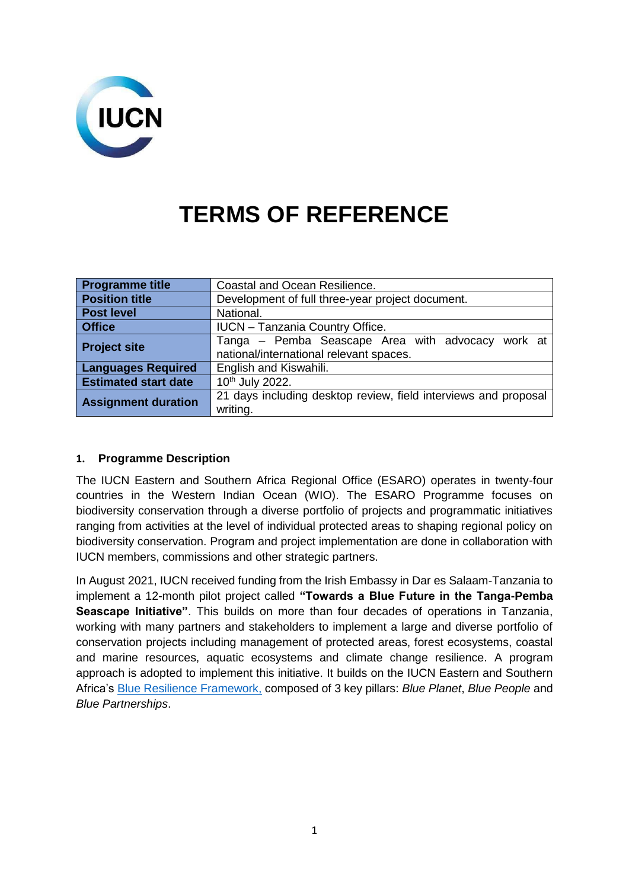# TERMS OF REFERENCE

| | |
|---|---|
| **Programme title** | Coastal and Ocean Resilience. |
| **Position title** | Development of full three-year project document. |
| **Post level** | National. |
| **Office** | IUCN – Tanzania Country Office. |
| **Project site** | Tanga – Pemba Seascape Area with advocacy work at national/international relevant spaces. |
| **Languages Required** | English and Kiswahili. |
| **Estimated start date** | 10th July 2022. |
| **Assignment duration** | 21 days including desktop review, field interviews and proposal writing. |

## 1. Programme Description

The IUCN Eastern and Southern Africa Regional Office (ESARO) operates in twenty-four countries in the Western Indian Ocean (WIO). The ESARO Programme focuses on biodiversity conservation through a diverse portfolio of projects and programmatic initiatives ranging from activities at the level of individual protected areas to shaping regional policy on biodiversity conservation. Program and project implementation are done in collaboration with IUCN members, commissions and other strategic partners.

In August 2021, IUCN received funding from the Irish Embassy in Dar es Salaam-Tanzania to implement a 12-month pilot project called **"Towards a Blue Future in the Tanga-Pemba Seascape Initiative"**. This builds on more than four decades of operations in Tanzania, working with many partners and stakeholders to implement a large and diverse portfolio of conservation projects including management of protected areas, forest ecosystems, coastal and marine resources, aquatic ecosystems and climate change resilience. A program approach is adopted to implement this initiative. It builds on the IUCN Eastern and Southern Africa's Blue Resilience Framework, composed of 3 key pillars: *Blue Planet*, *Blue People* and *Blue Partnerships*.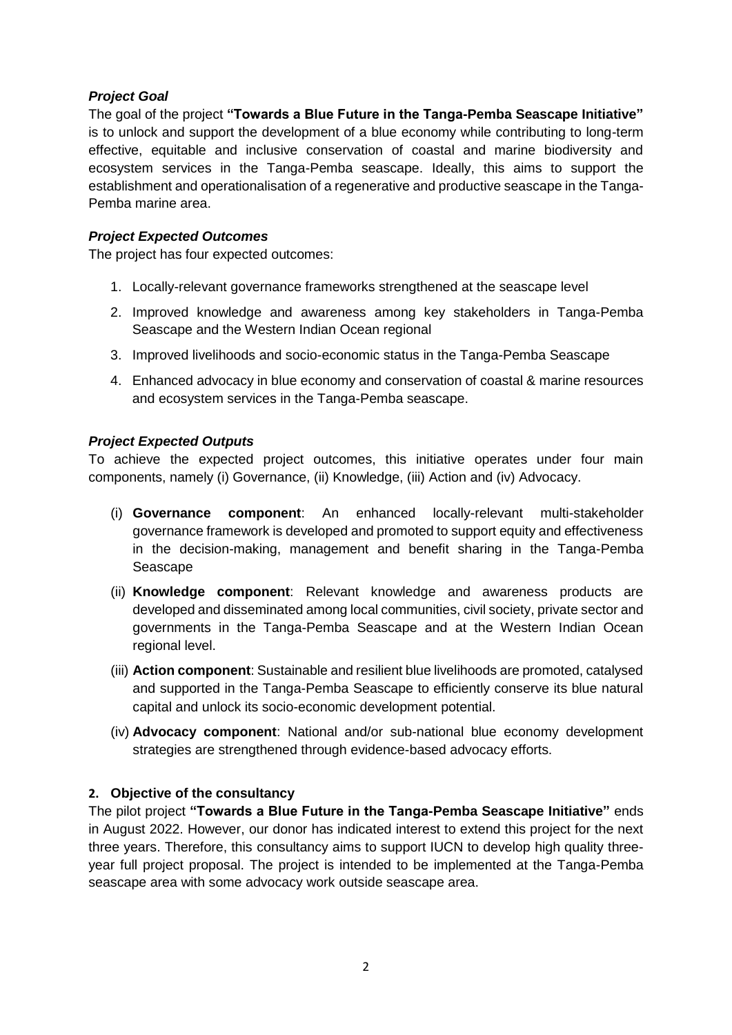### *Project Goal*

The goal of the project **"Towards a Blue Future in the Tanga-Pemba Seascape Initiative"** is to unlock and support the development of a blue economy while contributing to long-term effective, equitable and inclusive conservation of coastal and marine biodiversity and ecosystem services in the Tanga-Pemba seascape. Ideally, this aims to support the establishment and operationalisation of a regenerative and productive seascape in the Tanga-Pemba marine area.

### *Project Expected Outcomes*

The project has four expected outcomes:

1. Locally-relevant governance frameworks strengthened at the seascape level
2. Improved knowledge and awareness among key stakeholders in Tanga-Pemba Seascape and the Western Indian Ocean regional
3. Improved livelihoods and socio-economic status in the Tanga-Pemba Seascape
4. Enhanced advocacy in blue economy and conservation of coastal & marine resources and ecosystem services in the Tanga-Pemba seascape.

### *Project Expected Outputs*

To achieve the expected project outcomes, this initiative operates under four main components, namely (i) Governance, (ii) Knowledge, (iii) Action and (iv) Advocacy.

(i) **Governance component**: An enhanced locally-relevant multi-stakeholder governance framework is developed and promoted to support equity and effectiveness in the decision-making, management and benefit sharing in the Tanga-Pemba Seascape

(ii) **Knowledge component**: Relevant knowledge and awareness products are developed and disseminated among local communities, civil society, private sector and governments in the Tanga-Pemba Seascape and at the Western Indian Ocean regional level.

(iii) **Action component**: Sustainable and resilient blue livelihoods are promoted, catalysed and supported in the Tanga-Pemba Seascape to efficiently conserve its blue natural capital and unlock its socio-economic development potential.

(iv) **Advocacy component**: National and/or sub-national blue economy development strategies are strengthened through evidence-based advocacy efforts.

## 2. Objective of the consultancy

The pilot project **"Towards a Blue Future in the Tanga-Pemba Seascape Initiative"** ends in August 2022. However, our donor has indicated interest to extend this project for the next three years. Therefore, this consultancy aims to support IUCN to develop high quality three-year full project proposal. The project is intended to be implemented at the Tanga-Pemba seascape area with some advocacy work outside seascape area.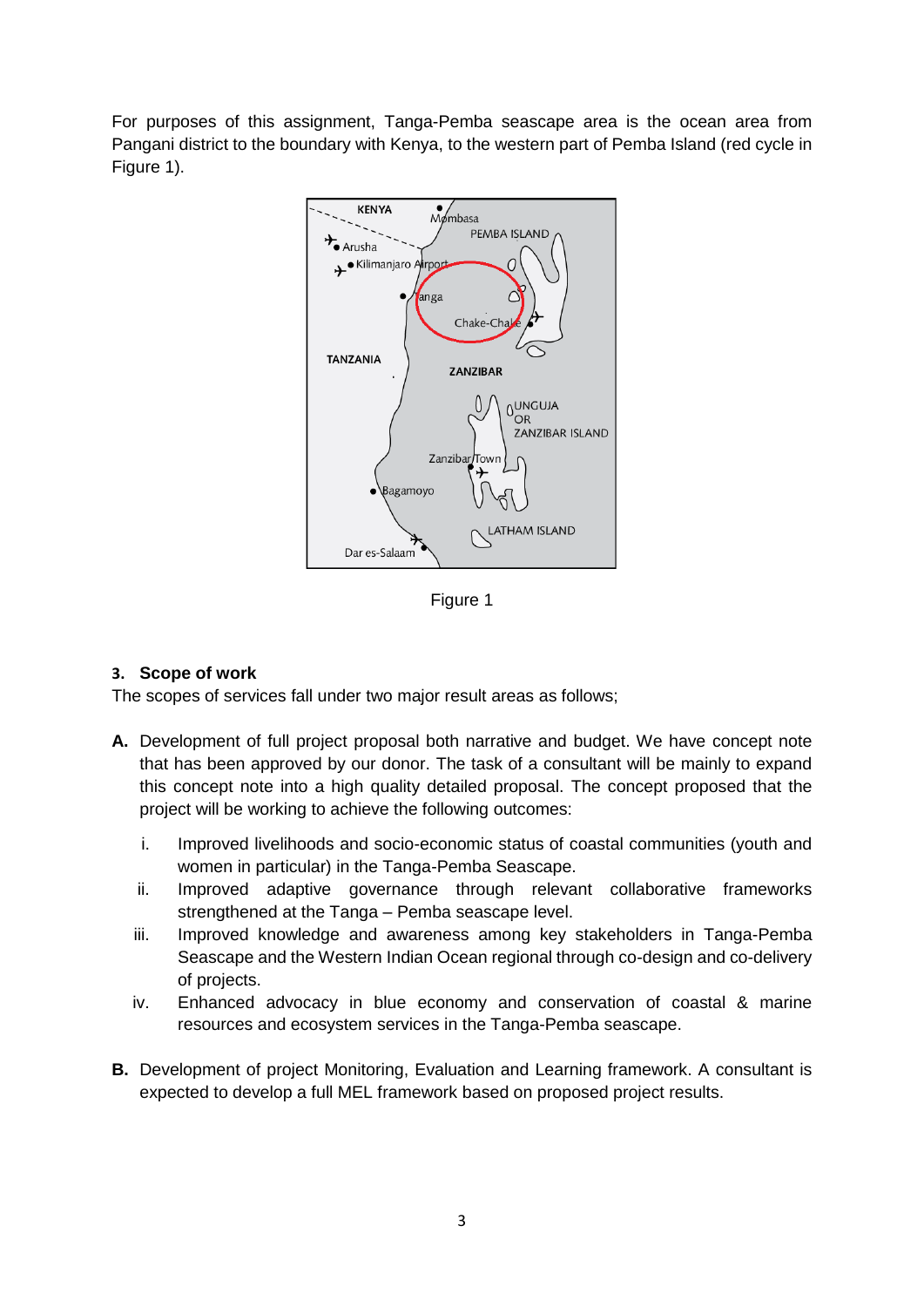For purposes of this assignment, Tanga-Pemba seascape area is the ocean area from Pangani district to the boundary with Kenya, to the western part of Pemba Island (red cycle in Figure 1).

KENYA
Mombasa
PEMBA ISLAND
Arusha
Kilimanjaro Airport
Tanga
Chake-Chake
TANZANIA
ZANZIBAR
UNGUJA
OR
ZANZIBAR ISLAND
Zanzibar Town
Bagamoyo
LATHAM ISLAND
Dar es-Salaam

Figure 1

### 3. Scope of work

The scopes of services fall under two major result areas as follows;

**A.** Development of full project proposal both narrative and budget. We have concept note that has been approved by our donor. The task of a consultant will be mainly to expand this concept note into a high quality detailed proposal. The concept proposed that the project will be working to achieve the following outcomes:

   i. Improved livelihoods and socio-economic status of coastal communities (youth and women in particular) in the Tanga-Pemba Seascape.
   ii. Improved adaptive governance through relevant collaborative frameworks strengthened at the Tanga – Pemba seascape level.
   iii. Improved knowledge and awareness among key stakeholders in Tanga-Pemba Seascape and the Western Indian Ocean regional through co-design and co-delivery of projects.
   iv. Enhanced advocacy in blue economy and conservation of coastal & marine resources and ecosystem services in the Tanga-Pemba seascape.

**B.** Development of project Monitoring, Evaluation and Learning framework. A consultant is expected to develop a full MEL framework based on proposed project results.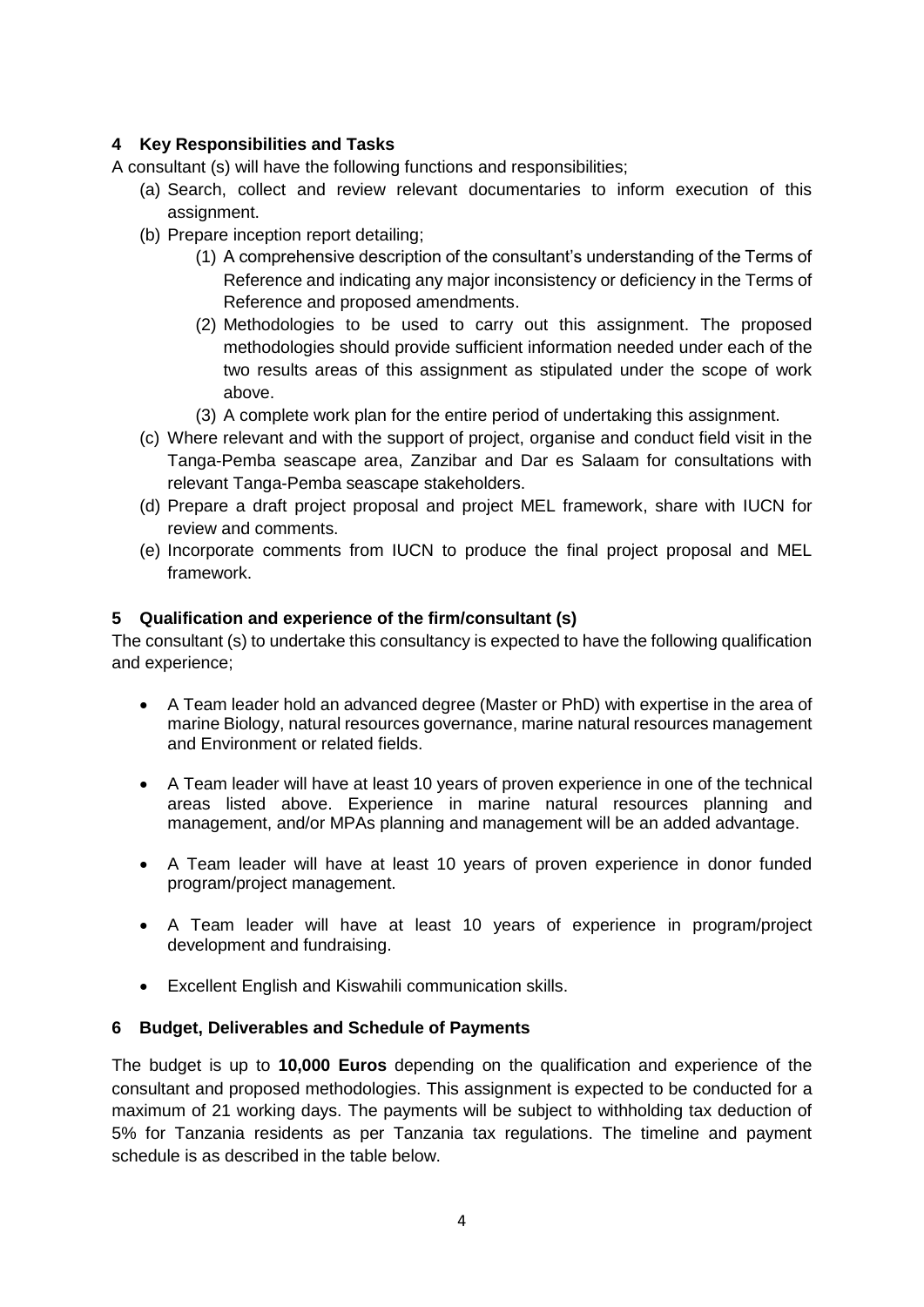## 4 Key Responsibilities and Tasks

A consultant (s) will have the following functions and responsibilities;

(a) Search, collect and review relevant documentaries to inform execution of this assignment.

(b) Prepare inception report detailing;

   (1) A comprehensive description of the consultant's understanding of the Terms of Reference and indicating any major inconsistency or deficiency in the Terms of Reference and proposed amendments.

   (2) Methodologies to be used to carry out this assignment. The proposed methodologies should provide sufficient information needed under each of the two results areas of this assignment as stipulated under the scope of work above.

   (3) A complete work plan for the entire period of undertaking this assignment.

(c) Where relevant and with the support of project, organise and conduct field visit in the Tanga-Pemba seascape area, Zanzibar and Dar es Salaam for consultations with relevant Tanga-Pemba seascape stakeholders.

(d) Prepare a draft project proposal and project MEL framework, share with IUCN for review and comments.

(e) Incorporate comments from IUCN to produce the final project proposal and MEL framework.

## 5 Qualification and experience of the firm/consultant (s)

The consultant (s) to undertake this consultancy is expected to have the following qualification and experience;

- A Team leader hold an advanced degree (Master or PhD) with expertise in the area of marine Biology, natural resources governance, marine natural resources management and Environment or related fields.

- A Team leader will have at least 10 years of proven experience in one of the technical areas listed above. Experience in marine natural resources planning and management, and/or MPAs planning and management will be an added advantage.

- A Team leader will have at least 10 years of proven experience in donor funded program/project management.

- A Team leader will have at least 10 years of experience in program/project development and fundraising.

- Excellent English and Kiswahili communication skills.

## 6 Budget, Deliverables and Schedule of Payments

The budget is up to **10,000 Euros** depending on the qualification and experience of the consultant and proposed methodologies. This assignment is expected to be conducted for a maximum of 21 working days. The payments will be subject to withholding tax deduction of 5% for Tanzania residents as per Tanzania tax regulations. The timeline and payment schedule is as described in the table below.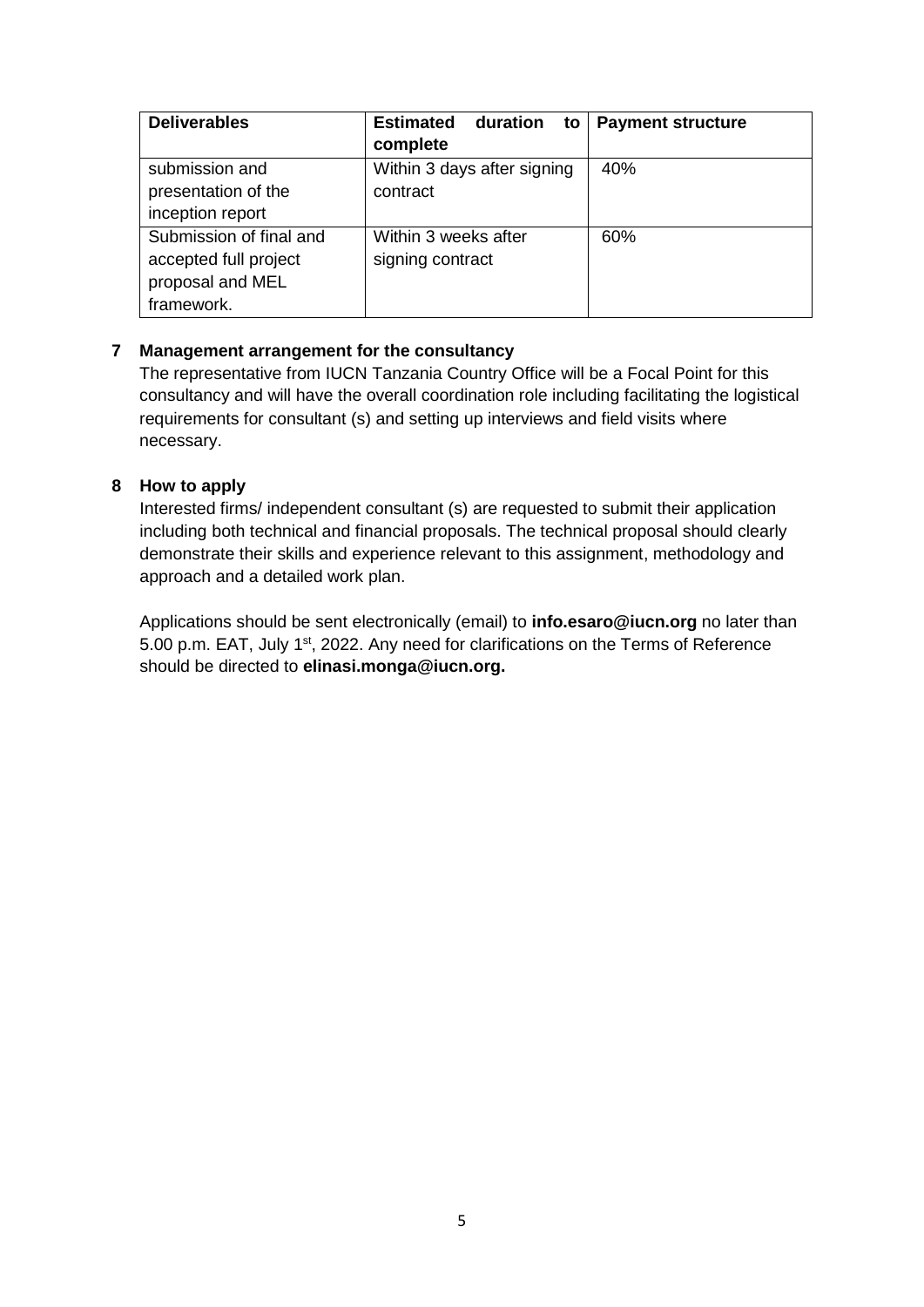| Deliverables | Estimated duration to complete | Payment structure |
|---|---|---|
| submission and presentation of the inception report | Within 3 days after signing contract | 40% |
| Submission of final and accepted full project proposal and MEL framework. | Within 3 weeks after signing contract | 60% |

## 7 Management arrangement for the consultancy

The representative from IUCN Tanzania Country Office will be a Focal Point for this consultancy and will have the overall coordination role including facilitating the logistical requirements for consultant (s) and setting up interviews and field visits where necessary.

## 8 How to apply

Interested firms/ independent consultant (s) are requested to submit their application including both technical and financial proposals. The technical proposal should clearly demonstrate their skills and experience relevant to this assignment, methodology and approach and a detailed work plan.

Applications should be sent electronically (email) to **info.esaro@iucn.org** no later than 5.00 p.m. EAT, July 1st, 2022. Any need for clarifications on the Terms of Reference should be directed to **elinasi.monga@iucn.org.**